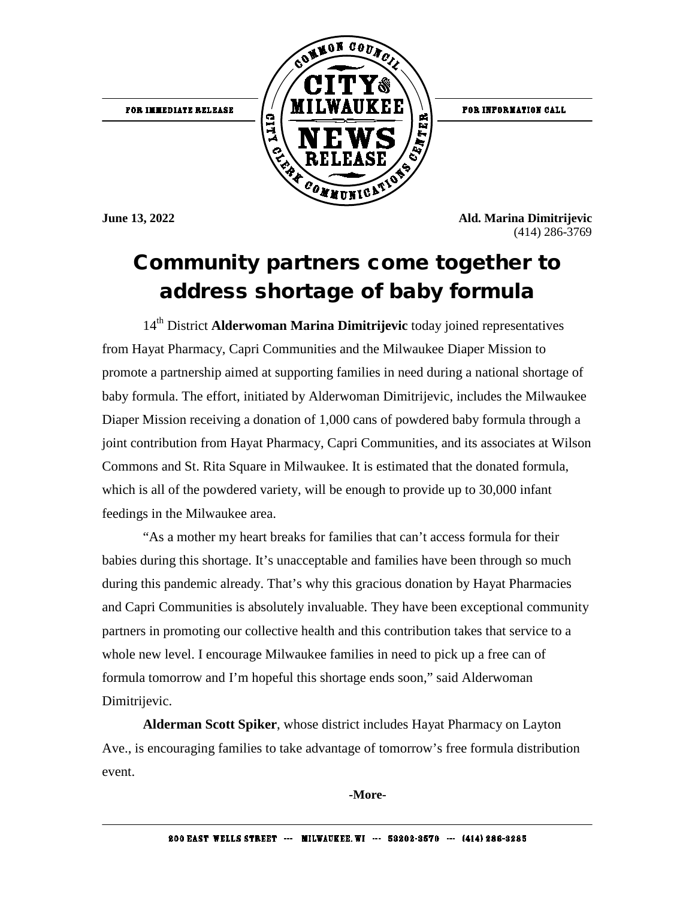FOR IMMEDIATE RELEASE

FOR INFORMATION CALL

**June 13, 2022**

**Ald. Marina Dimitrijevic**
(414) 286-3769

# Community partners come together to address shortage of baby formula

14th District **Alderwoman Marina Dimitrijevic** today joined representatives from Hayat Pharmacy, Capri Communities and the Milwaukee Diaper Mission to promote a partnership aimed at supporting families in need during a national shortage of baby formula. The effort, initiated by Alderwoman Dimitrijevic, includes the Milwaukee Diaper Mission receiving a donation of 1,000 cans of powdered baby formula through a joint contribution from Hayat Pharmacy, Capri Communities, and its associates at Wilson Commons and St. Rita Square in Milwaukee. It is estimated that the donated formula, which is all of the powdered variety, will be enough to provide up to 30,000 infant feedings in the Milwaukee area.

"As a mother my heart breaks for families that can't access formula for their babies during this shortage. It's unacceptable and families have been through so much during this pandemic already. That's why this gracious donation by Hayat Pharmacies and Capri Communities is absolutely invaluable. They have been exceptional community partners in promoting our collective health and this contribution takes that service to a whole new level. I encourage Milwaukee families in need to pick up a free can of formula tomorrow and I'm hopeful this shortage ends soon," said Alderwoman Dimitrijevic.

**Alderman Scott Spiker**, whose district includes Hayat Pharmacy on Layton Ave., is encouraging families to take advantage of tomorrow's free formula distribution event.

-More-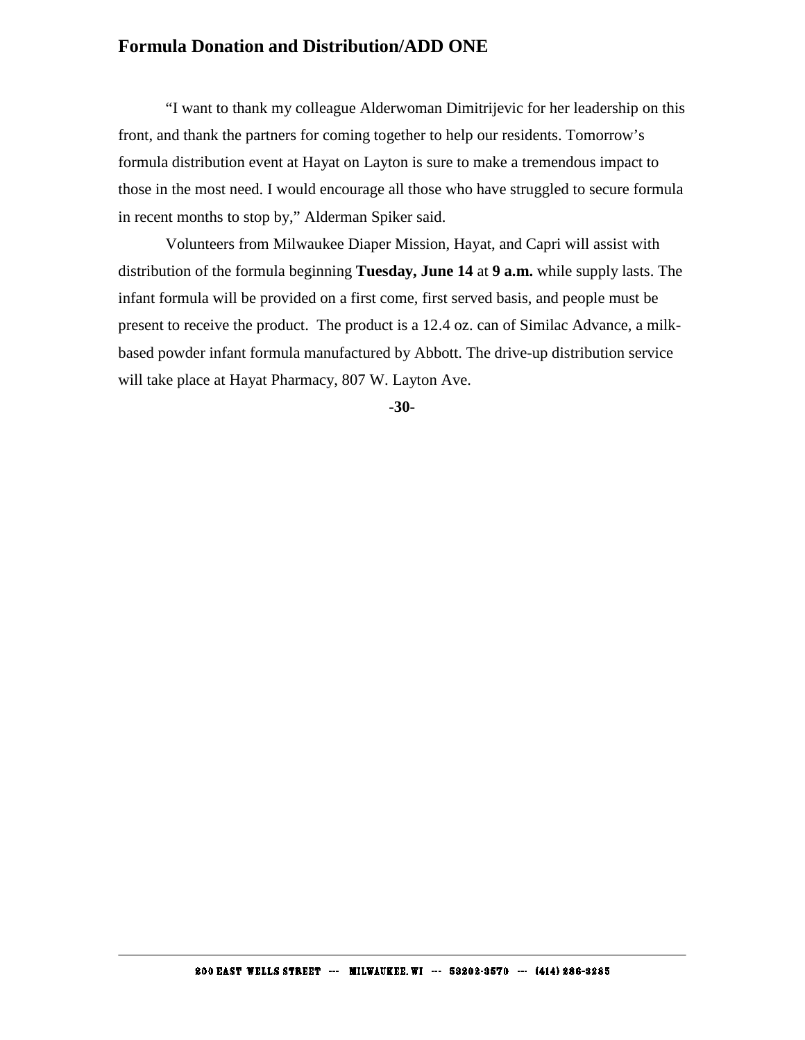## Formula Donation and Distribution/ADD ONE

"I want to thank my colleague Alderwoman Dimitrijevic for her leadership on this front, and thank the partners for coming together to help our residents. Tomorrow's formula distribution event at Hayat on Layton is sure to make a tremendous impact to those in the most need. I would encourage all those who have struggled to secure formula in recent months to stop by," Alderman Spiker said.

Volunteers from Milwaukee Diaper Mission, Hayat, and Capri will assist with distribution of the formula beginning **Tuesday, June 14** at **9 a.m.** while supply lasts. The infant formula will be provided on a first come, first served basis, and people must be present to receive the product. The product is a 12.4 oz. can of Similac Advance, a milk-based powder infant formula manufactured by Abbott. The drive-up distribution service will take place at Hayat Pharmacy, 807 W. Layton Ave.

**-30-**